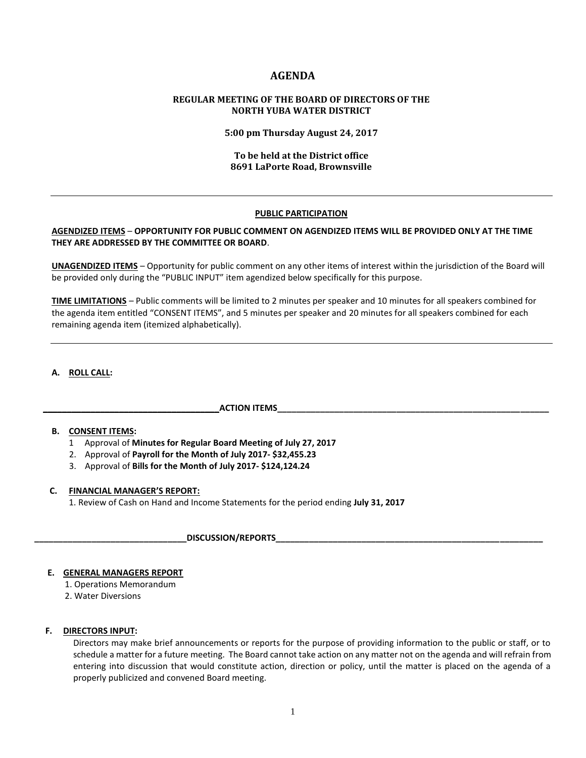# AGENDA

## REGULAR MEETING OF THE BOARD OF DIRECTORS OF THE NORTH YUBA WATER DISTRICT

**5:00 pm Thursday August 24, 2017**

**To be held at the District office**
**8691 LaPorte Road, Brownsville**

---

**PUBLIC PARTICIPATION**

**AGENDIZED ITEMS** – **OPPORTUNITY FOR PUBLIC COMMENT ON AGENDIZED ITEMS WILL BE PROVIDED ONLY AT THE TIME THEY ARE ADDRESSED BY THE COMMITTEE OR BOARD**.

**UNAGENDIZED ITEMS** – Opportunity for public comment on any other items of interest within the jurisdiction of the Board will be provided only during the "PUBLIC INPUT" item agendized below specifically for this purpose.

**TIME LIMITATIONS** – Public comments will be limited to 2 minutes per speaker and 10 minutes for all speakers combined for the agenda item entitled "CONSENT ITEMS", and 5 minutes per speaker and 20 minutes for all speakers combined for each remaining agenda item (itemized alphabetically).

---

**A. ROLL CALL:**

**ACTION ITEMS**

**B. CONSENT ITEMS:**

1 Approval of **Minutes for Regular Board Meeting of July 27, 2017**
2. Approval of **Payroll for the Month of July 2017- $32,455.23**
3. Approval of **Bills for the Month of July 2017- $124,124.24**

**C. FINANCIAL MANAGER'S REPORT:**

1. Review of Cash on Hand and Income Statements for the period ending **July 31, 2017**

**DISCUSSION/REPORTS**

**E. GENERAL MANAGERS REPORT**

1. Operations Memorandum
2. Water Diversions

**F. DIRECTORS INPUT:**

Directors may make brief announcements or reports for the purpose of providing information to the public or staff, or to schedule a matter for a future meeting. The Board cannot take action on any matter not on the agenda and will refrain from entering into discussion that would constitute action, direction or policy, until the matter is placed on the agenda of a properly publicized and convened Board meeting.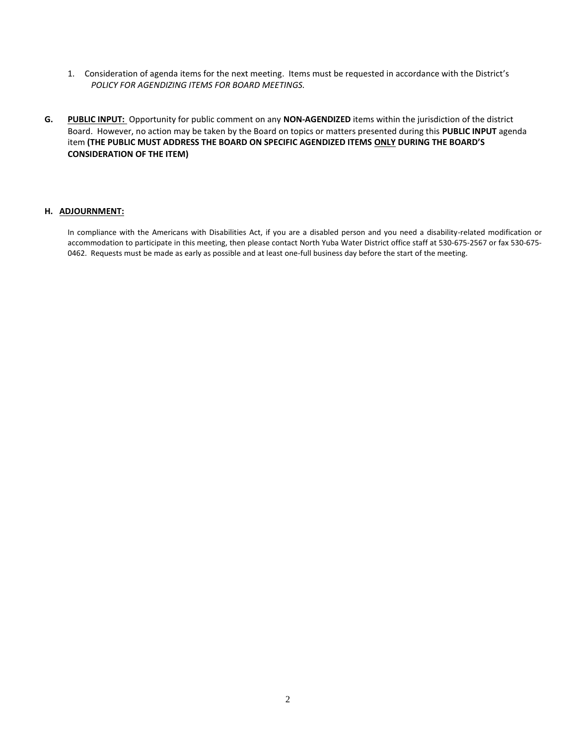1. Consideration of agenda items for the next meeting. Items must be requested in accordance with the District's *POLICY FOR AGENDIZING ITEMS FOR BOARD MEETINGS.*

**G. PUBLIC INPUT:** Opportunity for public comment on any **NON-AGENDIZED** items within the jurisdiction of the district Board. However, no action may be taken by the Board on topics or matters presented during this **PUBLIC INPUT** agenda item **(THE PUBLIC MUST ADDRESS THE BOARD ON SPECIFIC AGENDIZED ITEMS ONLY DURING THE BOARD'S CONSIDERATION OF THE ITEM)**

**H. ADJOURNMENT:**

In compliance with the Americans with Disabilities Act, if you are a disabled person and you need a disability-related modification or accommodation to participate in this meeting, then please contact North Yuba Water District office staff at 530-675-2567 or fax 530-675-0462. Requests must be made as early as possible and at least one-full business day before the start of the meeting.